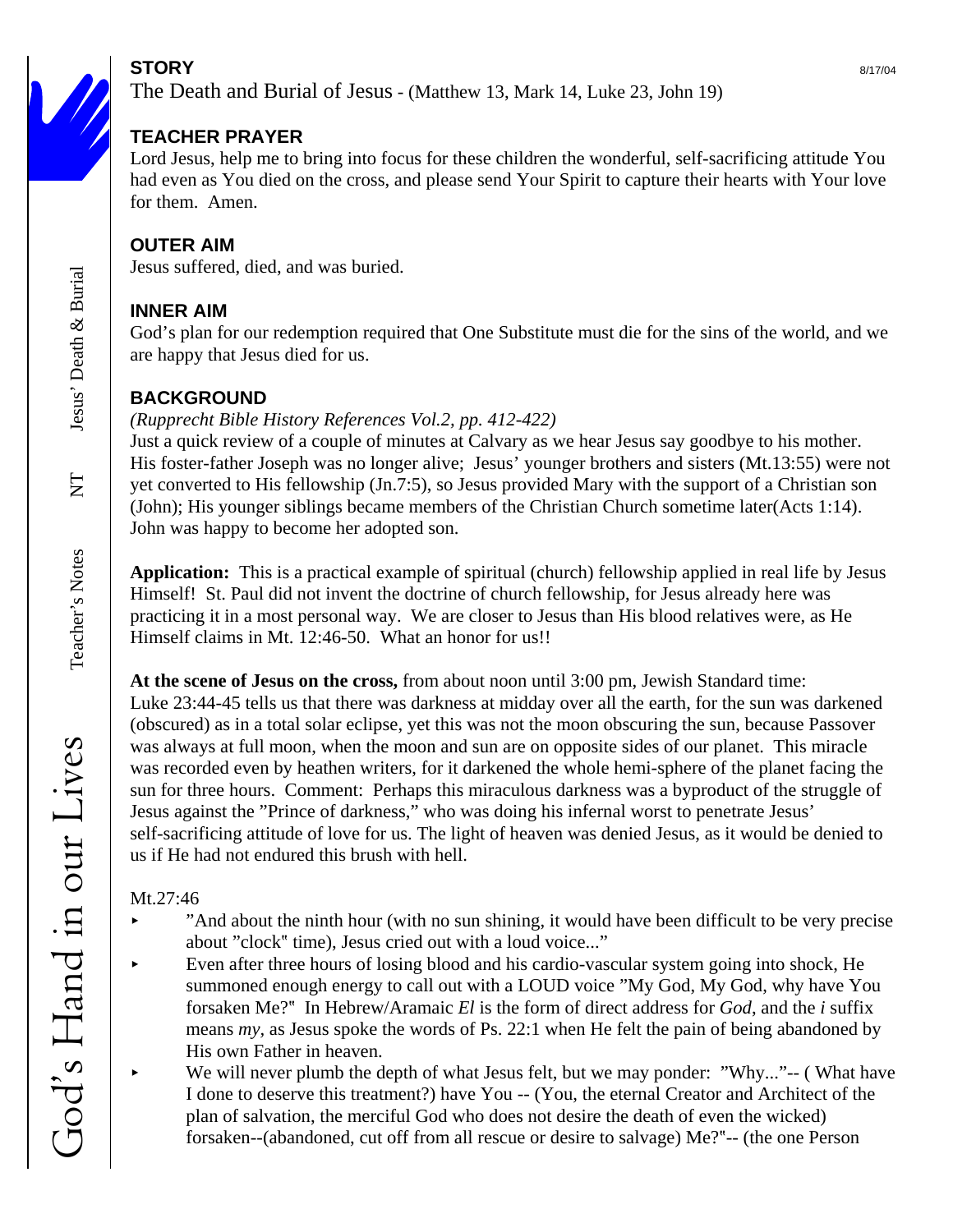## STORY

The Death and Burial of Jesus - (Matthew 13, Mark 14, Luke 23, John 19)

## TEACHER PRAYER

Lord Jesus, help me to bring into focus for these children the wonderful, self-sacrificing attitude You had even as You died on the cross, and please send Your Spirit to capture their hearts with Your love for them. Amen.

## OUTER AIM

Jesus suffered, died, and was buried.

## INNER AIM

God's plan for our redemption required that One Substitute must die for the sins of the world, and we are happy that Jesus died for us.

## BACKGROUND

*(Rupprecht Bible History References Vol.2, pp. 412-422)*

Just a quick review of a couple of minutes at Calvary as we hear Jesus say goodbye to his mother. His foster-father Joseph was no longer alive; Jesus' younger brothers and sisters (Mt.13:55) were not yet converted to His fellowship (Jn.7:5), so Jesus provided Mary with the support of a Christian son (John); His younger siblings became members of the Christian Church sometime later(Acts 1:14). John was happy to become her adopted son.

**Application:** This is a practical example of spiritual (church) fellowship applied in real life by Jesus Himself! St. Paul did not invent the doctrine of church fellowship, for Jesus already here was practicing it in a most personal way. We are closer to Jesus than His blood relatives were, as He Himself claims in Mt. 12:46-50. What an honor for us!!

**At the scene of Jesus on the cross,** from about noon until 3:00 pm, Jewish Standard time: Luke 23:44-45 tells us that there was darkness at midday over all the earth, for the sun was darkened (obscured) as in a total solar eclipse, yet this was not the moon obscuring the sun, because Passover was always at full moon, when the moon and sun are on opposite sides of our planet. This miracle was recorded even by heathen writers, for it darkened the whole hemi-sphere of the planet facing the sun for three hours. Comment: Perhaps this miraculous darkness was a byproduct of the struggle of Jesus against the "Prince of darkness," who was doing his infernal worst to penetrate Jesus' self-sacrificing attitude of love for us. The light of heaven was denied Jesus, as it would be denied to us if He had not endured this brush with hell.

Mt.27:46

- "And about the ninth hour (with no sun shining, it would have been difficult to be very precise about "clock" time), Jesus cried out with a loud voice..."
- Even after three hours of losing blood and his cardio-vascular system going into shock, He summoned enough energy to call out with a LOUD voice "My God, My God, why have You forsaken Me?" In Hebrew/Aramaic *El* is the form of direct address for *God*, and the *i* suffix means *my*, as Jesus spoke the words of Ps. 22:1 when He felt the pain of being abandoned by His own Father in heaven.
- We will never plumb the depth of what Jesus felt, but we may ponder: "Why..."-- ( What have I done to deserve this treatment?) have You -- (You, the eternal Creator and Architect of the plan of salvation, the merciful God who does not desire the death of even the wicked) forsaken--(abandoned, cut off from all rescue or desire to salvage) Me?"-- (the one Person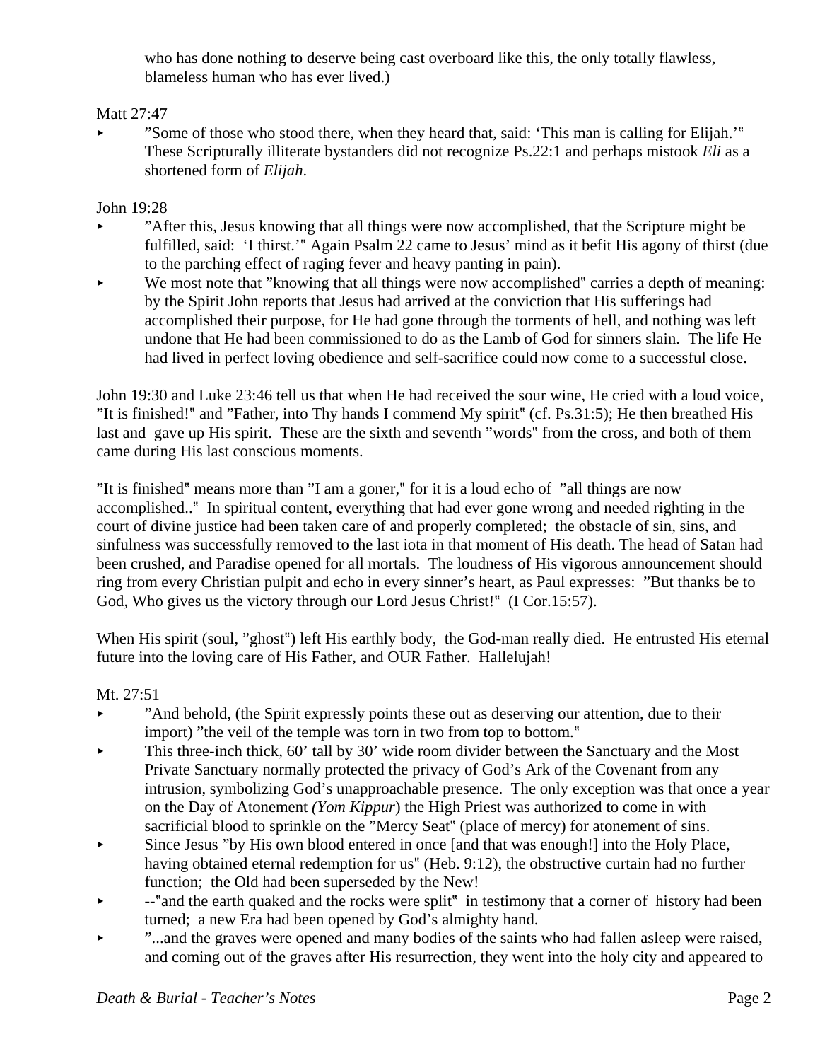who has done nothing to deserve being cast overboard like this, the only totally flawless, blameless human who has ever lived.)

Matt 27:47

- "Some of those who stood there, when they heard that, said: 'This man is calling for Elijah.'" These Scripturally illiterate bystanders did not recognize Ps.22:1 and perhaps mistook *Eli* as a shortened form of *Elijah*.

John 19:28

- "After this, Jesus knowing that all things were now accomplished, that the Scripture might be fulfilled, said: 'I thirst.'" Again Psalm 22 came to Jesus' mind as it befit His agony of thirst (due to the parching effect of raging fever and heavy panting in pain).
- We most note that "knowing that all things were now accomplished" carries a depth of meaning: by the Spirit John reports that Jesus had arrived at the conviction that His sufferings had accomplished their purpose, for He had gone through the torments of hell, and nothing was left undone that He had been commissioned to do as the Lamb of God for sinners slain. The life He had lived in perfect loving obedience and self-sacrifice could now come to a successful close.

John 19:30 and Luke 23:46 tell us that when He had received the sour wine, He cried with a loud voice, "It is finished!" and "Father, into Thy hands I commend My spirit" (cf. Ps.31:5); He then breathed His last and gave up His spirit. These are the sixth and seventh "words" from the cross, and both of them came during His last conscious moments.

"It is finished" means more than "I am a goner," for it is a loud echo of "all things are now accomplished.." In spiritual content, everything that had ever gone wrong and needed righting in the court of divine justice had been taken care of and properly completed; the obstacle of sin, sins, and sinfulness was successfully removed to the last iota in that moment of His death. The head of Satan had been crushed, and Paradise opened for all mortals. The loudness of His vigorous announcement should ring from every Christian pulpit and echo in every sinner's heart, as Paul expresses: "But thanks be to God, Who gives us the victory through our Lord Jesus Christ!" (I Cor.15:57).

When His spirit (soul, "ghost") left His earthly body, the God-man really died. He entrusted His eternal future into the loving care of His Father, and OUR Father. Hallelujah!

Mt. 27:51

- "And behold, (the Spirit expressly points these out as deserving our attention, due to their import) "the veil of the temple was torn in two from top to bottom."
- This three-inch thick, 60' tall by 30' wide room divider between the Sanctuary and the Most Private Sanctuary normally protected the privacy of God's Ark of the Covenant from any intrusion, symbolizing God's unapproachable presence. The only exception was that once a year on the Day of Atonement *(Yom Kippur*) the High Priest was authorized to come in with sacrificial blood to sprinkle on the "Mercy Seat" (place of mercy) for atonement of sins.
- Since Jesus "by His own blood entered in once [and that was enough!] into the Holy Place, having obtained eternal redemption for us" (Heb. 9:12), the obstructive curtain had no further function; the Old had been superseded by the New!
- --"and the earth quaked and the rocks were split" in testimony that a corner of history had been turned; a new Era had been opened by God's almighty hand.
- "...and the graves were opened and many bodies of the saints who had fallen asleep were raised, and coming out of the graves after His resurrection, they went into the holy city and appeared to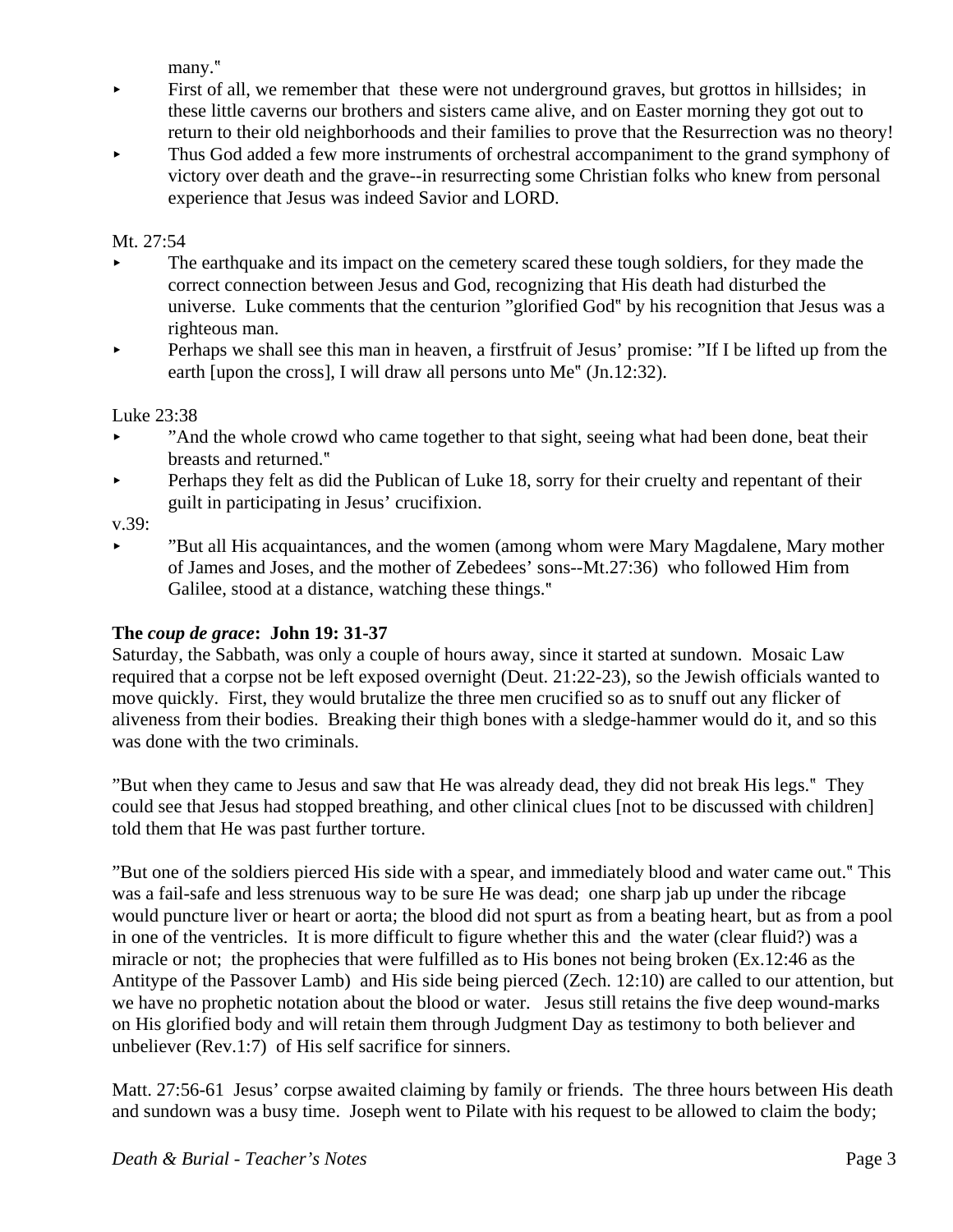many."

- First of all, we remember that these were not underground graves, but grottos in hillsides; in these little caverns our brothers and sisters came alive, and on Easter morning they got out to return to their old neighborhoods and their families to prove that the Resurrection was no theory!
- Thus God added a few more instruments of orchestral accompaniment to the grand symphony of victory over death and the grave--in resurrecting some Christian folks who knew from personal experience that Jesus was indeed Savior and LORD.

Mt. 27:54

- The earthquake and its impact on the cemetery scared these tough soldiers, for they made the correct connection between Jesus and God, recognizing that His death had disturbed the universe. Luke comments that the centurion "glorified God" by his recognition that Jesus was a righteous man.
- Perhaps we shall see this man in heaven, a firstfruit of Jesus' promise: "If I be lifted up from the earth [upon the cross], I will draw all persons unto Me" (Jn.12:32).

Luke 23:38

- "And the whole crowd who came together to that sight, seeing what had been done, beat their breasts and returned."
- Perhaps they felt as did the Publican of Luke 18, sorry for their cruelty and repentant of their guilt in participating in Jesus' crucifixion.

v.39:

- "But all His acquaintances, and the women (among whom were Mary Magdalene, Mary mother of James and Joses, and the mother of Zebedees' sons--Mt.27:36) who followed Him from Galilee, stood at a distance, watching these things."

**The *coup de grace*: John 19: 31-37**

Saturday, the Sabbath, was only a couple of hours away, since it started at sundown. Mosaic Law required that a corpse not be left exposed overnight (Deut. 21:22-23), so the Jewish officials wanted to move quickly. First, they would brutalize the three men crucified so as to snuff out any flicker of aliveness from their bodies. Breaking their thigh bones with a sledge-hammer would do it, and so this was done with the two criminals.

"But when they came to Jesus and saw that He was already dead, they did not break His legs." They could see that Jesus had stopped breathing, and other clinical clues [not to be discussed with children] told them that He was past further torture.

"But one of the soldiers pierced His side with a spear, and immediately blood and water came out." This was a fail-safe and less strenuous way to be sure He was dead; one sharp jab up under the ribcage would puncture liver or heart or aorta; the blood did not spurt as from a beating heart, but as from a pool in one of the ventricles. It is more difficult to figure whether this and the water (clear fluid?) was a miracle or not; the prophecies that were fulfilled as to His bones not being broken (Ex.12:46 as the Antitype of the Passover Lamb) and His side being pierced (Zech. 12:10) are called to our attention, but we have no prophetic notation about the blood or water. Jesus still retains the five deep wound-marks on His glorified body and will retain them through Judgment Day as testimony to both believer and unbeliever (Rev.1:7) of His self sacrifice for sinners.

Matt. 27:56-61 Jesus' corpse awaited claiming by family or friends. The three hours between His death and sundown was a busy time. Joseph went to Pilate with his request to be allowed to claim the body;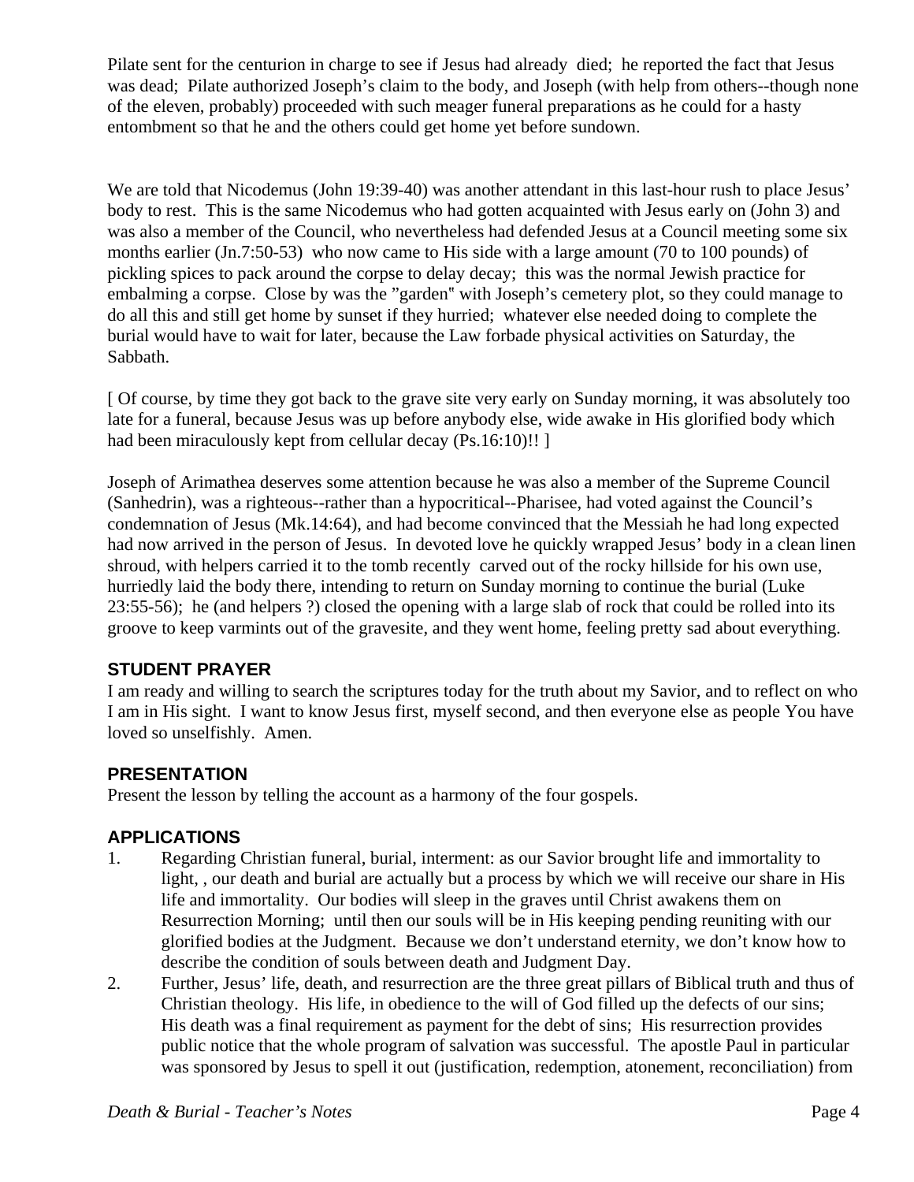Pilate sent for the centurion in charge to see if Jesus had already died; he reported the fact that Jesus was dead; Pilate authorized Joseph's claim to the body, and Joseph (with help from others--though none of the eleven, probably) proceeded with such meager funeral preparations as he could for a hasty entombment so that he and the others could get home yet before sundown.

We are told that Nicodemus (John 19:39-40) was another attendant in this last-hour rush to place Jesus' body to rest. This is the same Nicodemus who had gotten acquainted with Jesus early on (John 3) and was also a member of the Council, who nevertheless had defended Jesus at a Council meeting some six months earlier (Jn.7:50-53) who now came to His side with a large amount (70 to 100 pounds) of pickling spices to pack around the corpse to delay decay; this was the normal Jewish practice for embalming a corpse. Close by was the "garden" with Joseph's cemetery plot, so they could manage to do all this and still get home by sunset if they hurried; whatever else needed doing to complete the burial would have to wait for later, because the Law forbade physical activities on Saturday, the Sabbath.

[ Of course, by time they got back to the grave site very early on Sunday morning, it was absolutely too late for a funeral, because Jesus was up before anybody else, wide awake in His glorified body which had been miraculously kept from cellular decay (Ps.16:10)!! ]

Joseph of Arimathea deserves some attention because he was also a member of the Supreme Council (Sanhedrin), was a righteous--rather than a hypocritical--Pharisee, had voted against the Council's condemnation of Jesus (Mk.14:64), and had become convinced that the Messiah he had long expected had now arrived in the person of Jesus. In devoted love he quickly wrapped Jesus' body in a clean linen shroud, with helpers carried it to the tomb recently carved out of the rocky hillside for his own use, hurriedly laid the body there, intending to return on Sunday morning to continue the burial (Luke 23:55-56); he (and helpers ?) closed the opening with a large slab of rock that could be rolled into its groove to keep varmints out of the gravesite, and they went home, feeling pretty sad about everything.

## STUDENT PRAYER

I am ready and willing to search the scriptures today for the truth about my Savior, and to reflect on who I am in His sight. I want to know Jesus first, myself second, and then everyone else as people You have loved so unselfishly. Amen.

## PRESENTATION

Present the lesson by telling the account as a harmony of the four gospels.

## APPLICATIONS

1. Regarding Christian funeral, burial, interment: as our Savior brought life and immortality to light, , our death and burial are actually but a process by which we will receive our share in His life and immortality. Our bodies will sleep in the graves until Christ awakens them on Resurrection Morning; until then our souls will be in His keeping pending reuniting with our glorified bodies at the Judgment. Because we don't understand eternity, we don't know how to describe the condition of souls between death and Judgment Day.
2. Further, Jesus' life, death, and resurrection are the three great pillars of Biblical truth and thus of Christian theology. His life, in obedience to the will of God filled up the defects of our sins; His death was a final requirement as payment for the debt of sins; His resurrection provides public notice that the whole program of salvation was successful. The apostle Paul in particular was sponsored by Jesus to spell it out (justification, redemption, atonement, reconciliation) from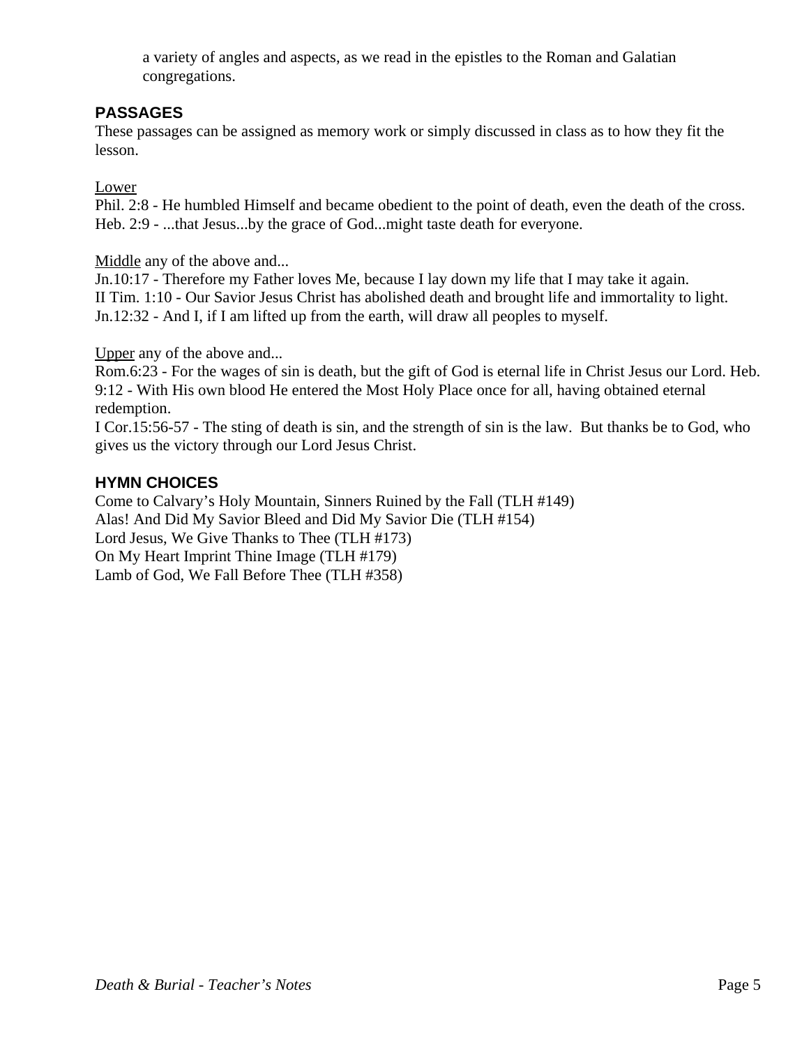a variety of angles and aspects, as we read in the epistles to the Roman and Galatian congregations.

## PASSAGES

These passages can be assigned as memory work or simply discussed in class as to how they fit the lesson.

Lower
Phil. 2:8 - He humbled Himself and became obedient to the point of death, even the death of the cross.
Heb. 2:9 - ...that Jesus...by the grace of God...might taste death for everyone.

Middle any of the above and...
Jn.10:17 - Therefore my Father loves Me, because I lay down my life that I may take it again.
II Tim. 1:10 - Our Savior Jesus Christ has abolished death and brought life and immortality to light.
Jn.12:32 - And I, if I am lifted up from the earth, will draw all peoples to myself.

Upper any of the above and...
Rom.6:23 - For the wages of sin is death, but the gift of God is eternal life in Christ Jesus our Lord. Heb. 9:12 - With His own blood He entered the Most Holy Place once for all, having obtained eternal redemption.
I Cor.15:56-57 - The sting of death is sin, and the strength of sin is the law. But thanks be to God, who gives us the victory through our Lord Jesus Christ.

## HYMN CHOICES

Come to Calvary's Holy Mountain, Sinners Ruined by the Fall (TLH #149)
Alas! And Did My Savior Bleed and Did My Savior Die (TLH #154)
Lord Jesus, We Give Thanks to Thee (TLH #173)
On My Heart Imprint Thine Image (TLH #179)
Lamb of God, We Fall Before Thee (TLH #358)